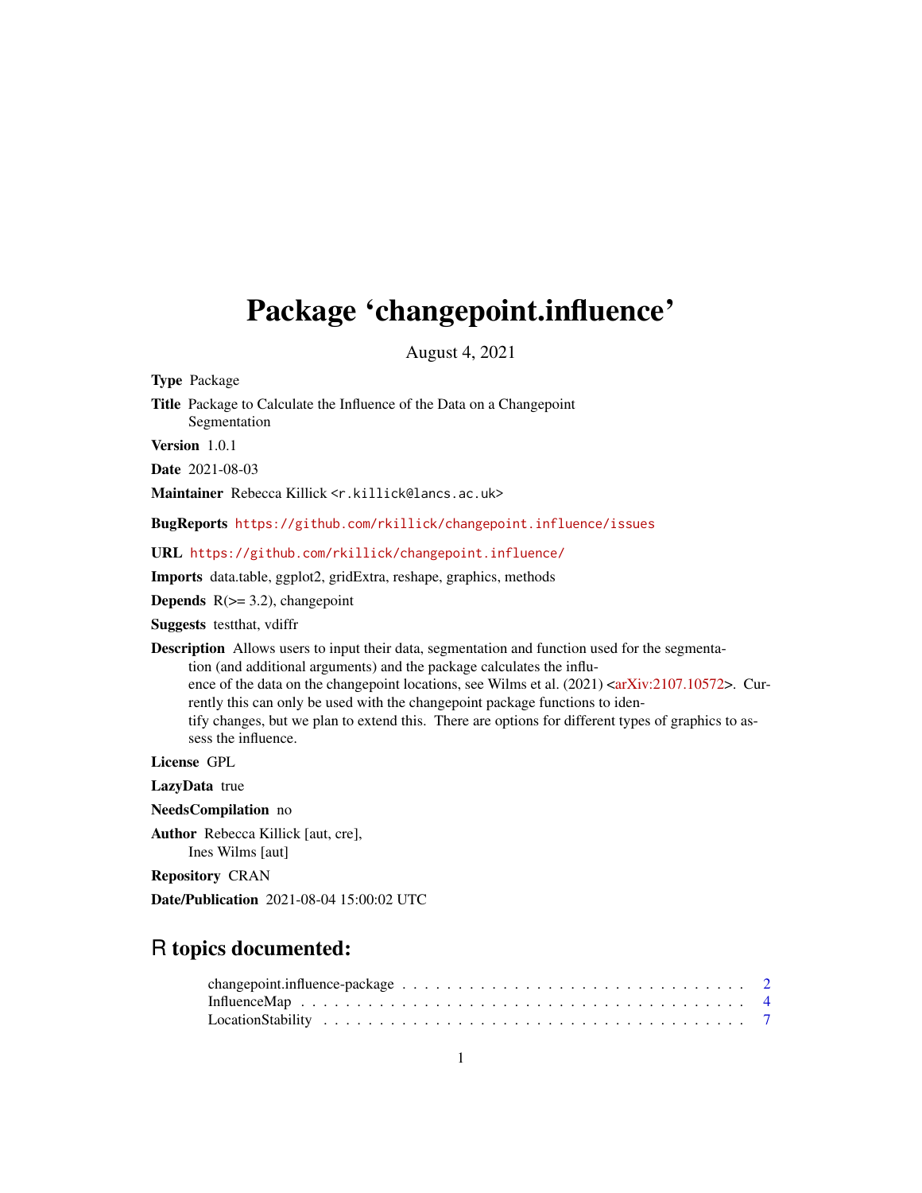# Package 'changepoint.influence'

August 4, 2021

**Type** Package

**Title** Package to Calculate the Influence of the Data on a Changepoint Segmentation

**Version** 1.0.1

**Date** 2021-08-03

**Maintainer** Rebecca Killick <r.killick@lancs.ac.uk>

**BugReports** https://github.com/rkillick/changepoint.influence/issues

**URL** https://github.com/rkillick/changepoint.influence/

**Imports** data.table, ggplot2, gridExtra, reshape, graphics, methods

**Depends** R(>= 3.2), changepoint

**Suggests** testthat, vdiffr

**Description** Allows users to input their data, segmentation and function used for the segmentation (and additional arguments) and the package calculates the influence of the data on the changepoint locations, see Wilms et al. (2021) <arXiv:2107.10572>. Currently this can only be used with the changepoint package functions to identify changes, but we plan to extend this. There are options for different types of graphics to assess the influence.

**License** GPL

**LazyData** true

**NeedsCompilation** no

**Author** Rebecca Killick [aut, cre], Ines Wilms [aut]

**Repository** CRAN

**Date/Publication** 2021-08-04 15:00:02 UTC

## R topics documented:

changepoint.influence-package . . . . . . . . . . . . . . . . . . . . . . . . . . . . . . . 2
InfluenceMap . . . . . . . . . . . . . . . . . . . . . . . . . . . . . . . . . . . . . . . . 4
LocationStability . . . . . . . . . . . . . . . . . . . . . . . . . . . . . . . . . . . . . . 7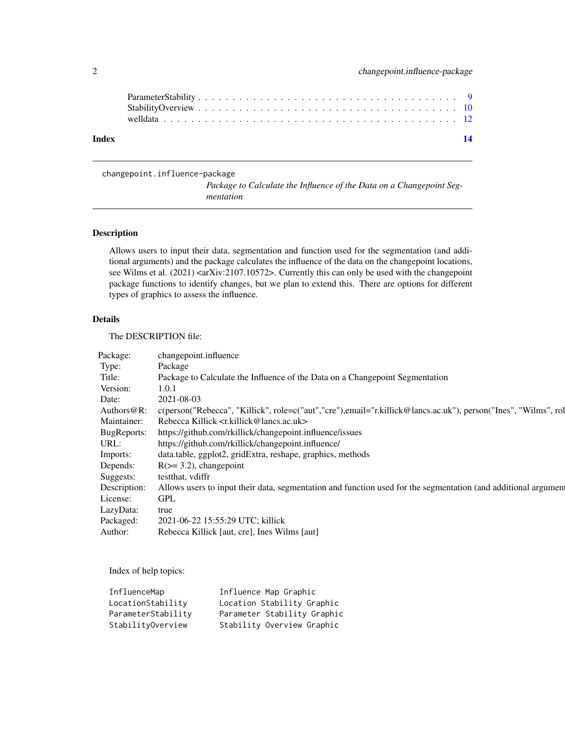ParameterStability . . . . . . . . . . . . . . . . . . . . . . . . . . . . . . . . . . . . 9
StabilityOverview . . . . . . . . . . . . . . . . . . . . . . . . . . . . . . . . . . . . 10
welldata . . . . . . . . . . . . . . . . . . . . . . . . . . . . . . . . . . . . . . . . 12

**Index** **14**

---

`changepoint.influence-package`
*Package to Calculate the Influence of the Data on a Changepoint Segmentation*

---

## Description

Allows users to input their data, segmentation and function used for the segmentation (and additional arguments) and the package calculates the influence of the data on the changepoint locations, see Wilms et al. (2021) <arXiv:2107.10572>. Currently this can only be used with the changepoint package functions to identify changes, but we plan to extend this. There are options for different types of graphics to assess the influence.

## Details

The DESCRIPTION file:

| | |
|---|---|
| Package: | changepoint.influence |
| Type: | Package |
| Title: | Package to Calculate the Influence of the Data on a Changepoint Segmentation |
| Version: | 1.0.1 |
| Date: | 2021-08-03 |
| Authors@R: | c(person("Rebecca", "Killick", role=c("aut","cre"),email="r.killick@lancs.ac.uk"), person("Ines", "Wilms", rol |
| Maintainer: | Rebecca Killick <r.killick@lancs.ac.uk> |
| BugReports: | https://github.com/rkillick/changepoint.influence/issues |
| URL: | https://github.com/rkillick/changepoint.influence/ |
| Imports: | data.table, ggplot2, gridExtra, reshape, graphics, methods |
| Depends: | R(>= 3.2), changepoint |
| Suggests: | testthat, vdiffr |
| Description: | Allows users to input their data, segmentation and function used for the segmentation (and additional argument |
| License: | GPL |
| LazyData: | true |
| Packaged: | 2021-06-22 15:55:29 UTC; killick |
| Author: | Rebecca Killick [aut, cre], Ines Wilms [aut] |

Index of help topics:

```
InfluenceMap           Influence Map Graphic
LocationStability      Location Stability Graphic
ParameterStability     Parameter Stability Graphic
StabilityOverview      Stability Overview Graphic
```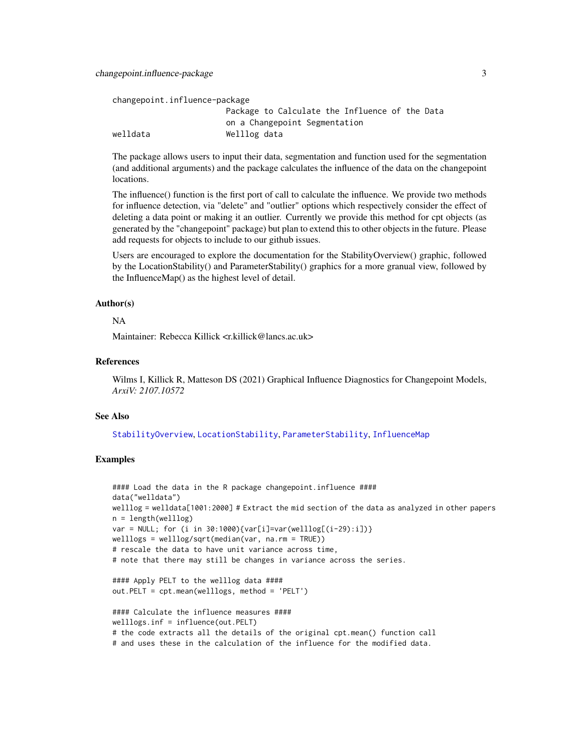| | |
|---|---|
| changepoint.influence-package | Package to Calculate the Influence of the Data on a Changepoint Segmentation |
| welldata | Welllog data |

The package allows users to input their data, segmentation and function used for the segmentation (and additional arguments) and the package calculates the influence of the data on the changepoint locations.

The influence() function is the first port of call to calculate the influence. We provide two methods for influence detection, via "delete" and "outlier" options which respectively consider the effect of deleting a data point or making it an outlier. Currently we provide this method for cpt objects (as generated by the "changepoint" package) but plan to extend this to other objects in the future. Please add requests for objects to include to our github issues.

Users are encouraged to explore the documentation for the StabilityOverview() graphic, followed by the LocationStability() and ParameterStability() graphics for a more granual view, followed by the InfluenceMap() as the highest level of detail.

### Author(s)

NA

Maintainer: Rebecca Killick <r.killick@lancs.ac.uk>

### References

Wilms I, Killick R, Matteson DS (2021) Graphical Influence Diagnostics for Changepoint Models, *ArxiV: 2107.10572*

### See Also

StabilityOverview, LocationStability, ParameterStability, InfluenceMap

### Examples

```
#### Load the data in the R package changepoint.influence ####
data("welldata")
welllog = welldata[1001:2000] # Extract the mid section of the data as analyzed in other papers
n = length(welllog)
var = NULL; for (i in 30:1000){var[i]=var(welllog[(i-29):i])}
welllogs = welllog/sqrt(median(var, na.rm = TRUE))
# rescale the data to have unit variance across time,
# note that there may still be changes in variance across the series.

#### Apply PELT to the welllog data ####
out.PELT = cpt.mean(welllogs, method = 'PELT')

#### Calculate the influence measures ####
welllogs.inf = influence(out.PELT)
# the code extracts all the details of the original cpt.mean() function call
# and uses these in the calculation of the influence for the modified data.
```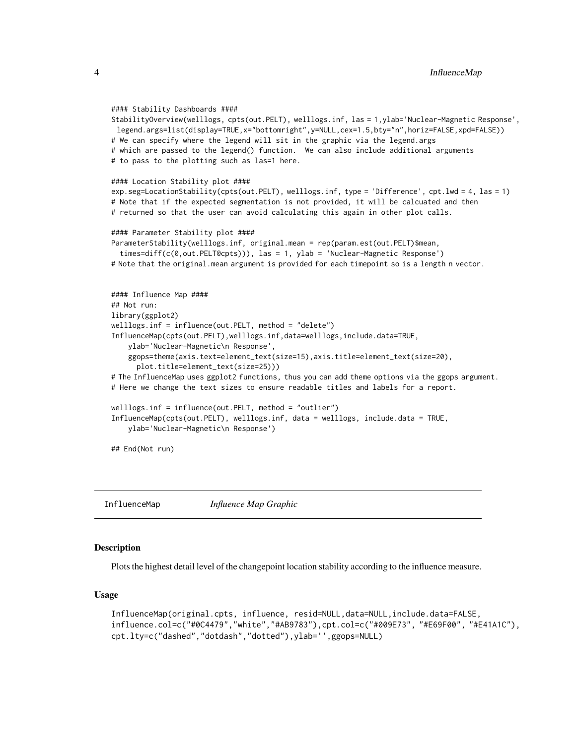```
#### Stability Dashboards ####
StabilityOverview(welllogs, cpts(out.PELT), welllogs.inf, las = 1,ylab='Nuclear-Magnetic Response',
 legend.args=list(display=TRUE,x="bottomright",y=NULL,cex=1.5,bty="n",horiz=FALSE,xpd=FALSE))
# We can specify where the legend will sit in the graphic via the legend.args
# which are passed to the legend() function.  We can also include additional arguments
# to pass to the plotting such as las=1 here.

#### Location Stability plot ####
exp.seg=LocationStability(cpts(out.PELT), welllogs.inf, type = 'Difference', cpt.lwd = 4, las = 1)
# Note that if the expected segmentation is not provided, it will be calcuated and then
# returned so that the user can avoid calculating this again in other plot calls.

#### Parameter Stability plot ####
ParameterStability(welllogs.inf, original.mean = rep(param.est(out.PELT)$mean,
  times=diff(c(0,out.PELT@cpts))), las = 1, ylab = 'Nuclear-Magnetic Response')
# Note that the original.mean argument is provided for each timepoint so is a length n vector.


#### Influence Map ####
## Not run:
library(ggplot2)
welllogs.inf = influence(out.PELT, method = "delete")
InfluenceMap(cpts(out.PELT),welllogs.inf,data=welllogs,include.data=TRUE,
    ylab='Nuclear-Magnetic\n Response',
    ggops=theme(axis.text=element_text(size=15),axis.title=element_text(size=20),
      plot.title=element_text(size=25)))
# The InfluenceMap uses ggplot2 functions, thus you can add theme options via the ggops argument.
# Here we change the text sizes to ensure readable titles and labels for a report.

welllogs.inf = influence(out.PELT, method = "outlier")
InfluenceMap(cpts(out.PELT), welllogs.inf, data = welllogs, include.data = TRUE,
    ylab='Nuclear-Magnetic\n Response')

## End(Not run)
```

---

InfluenceMap *Influence Map Graphic*

---

### Description

Plots the highest detail level of the changepoint location stability according to the influence measure.

### Usage

```
InfluenceMap(original.cpts, influence, resid=NULL,data=NULL,include.data=FALSE,
influence.col=c("#0C4479","white","#AB9783"),cpt.col=c("#009E73", "#E69F00", "#E41A1C"),
cpt.lty=c("dashed","dotdash","dotted"),ylab='',ggops=NULL)
```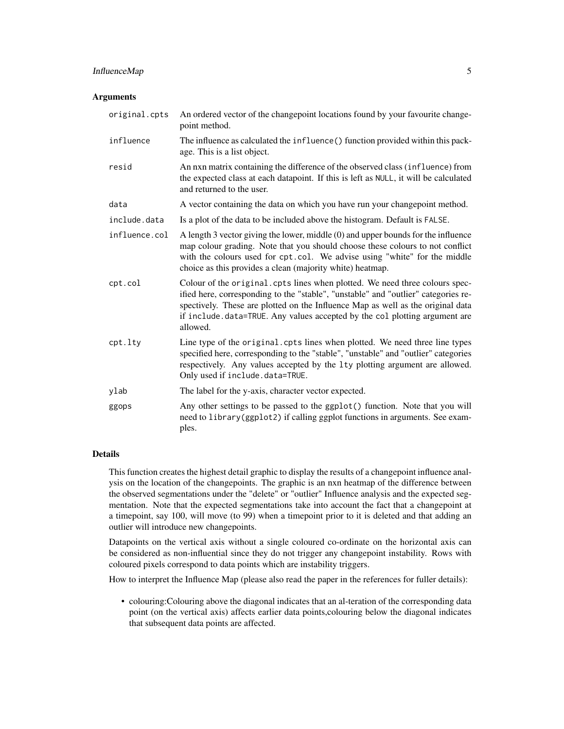## Arguments

| | |
|---|---|
| `original.cpts` | An ordered vector of the changepoint locations found by your favourite changepoint method. |
| `influence` | The influence as calculated the `influence()` function provided within this package. This is a list object. |
| `resid` | An nxn matrix containing the difference of the observed class (`influence`) from the expected class at each datapoint. If this is left as `NULL`, it will be calculated and returned to the user. |
| `data` | A vector containing the data on which you have run your changepoint method. |
| `include.data` | Is a plot of the data to be included above the histogram. Default is `FALSE`. |
| `influence.col` | A length 3 vector giving the lower, middle (0) and upper bounds for the influence map colour grading. Note that you should choose these colours to not conflict with the colours used for `cpt.col`. We advise using "white" for the middle choice as this provides a clean (majority white) heatmap. |
| `cpt.col` | Colour of the `original.cpts` lines when plotted. We need three colours specified here, corresponding to the "stable", "unstable" and "outlier" categories respectively. These are plotted on the Influence Map as well as the original data if `include.data=TRUE`. Any values accepted by the `col` plotting argument are allowed. |
| `cpt.lty` | Line type of the `original.cpts` lines when plotted. We need three line types specified here, corresponding to the "stable", "unstable" and "outlier" categories respectively. Any values accepted by the `lty` plotting argument are allowed. Only used if `include.data=TRUE`. |
| `ylab` | The label for the y-axis, character vector expected. |
| `ggops` | Any other settings to be passed to the `ggplot()` function. Note that you will need to `library(ggplot2)` if calling ggplot functions in arguments. See examples. |

## Details

This function creates the highest detail graphic to display the results of a changepoint influence analysis on the location of the changepoints. The graphic is an nxn heatmap of the difference between the observed segmentations under the "delete" or "outlier" Influence analysis and the expected segmentation. Note that the expected segmentations take into account the fact that a changepoint at a timepoint, say 100, will move (to 99) when a timepoint prior to it is deleted and that adding an outlier will introduce new changepoints.

Datapoints on the vertical axis without a single coloured co-ordinate on the horizontal axis can be considered as non-influential since they do not trigger any changepoint instability. Rows with coloured pixels correspond to data points which are instability triggers.

How to interpret the Influence Map (please also read the paper in the references for fuller details):

- colouring:Colouring above the diagonal indicates that an al-teration of the corresponding data point (on the vertical axis) affects earlier data points,colouring below the diagonal indicates that subsequent data points are affected.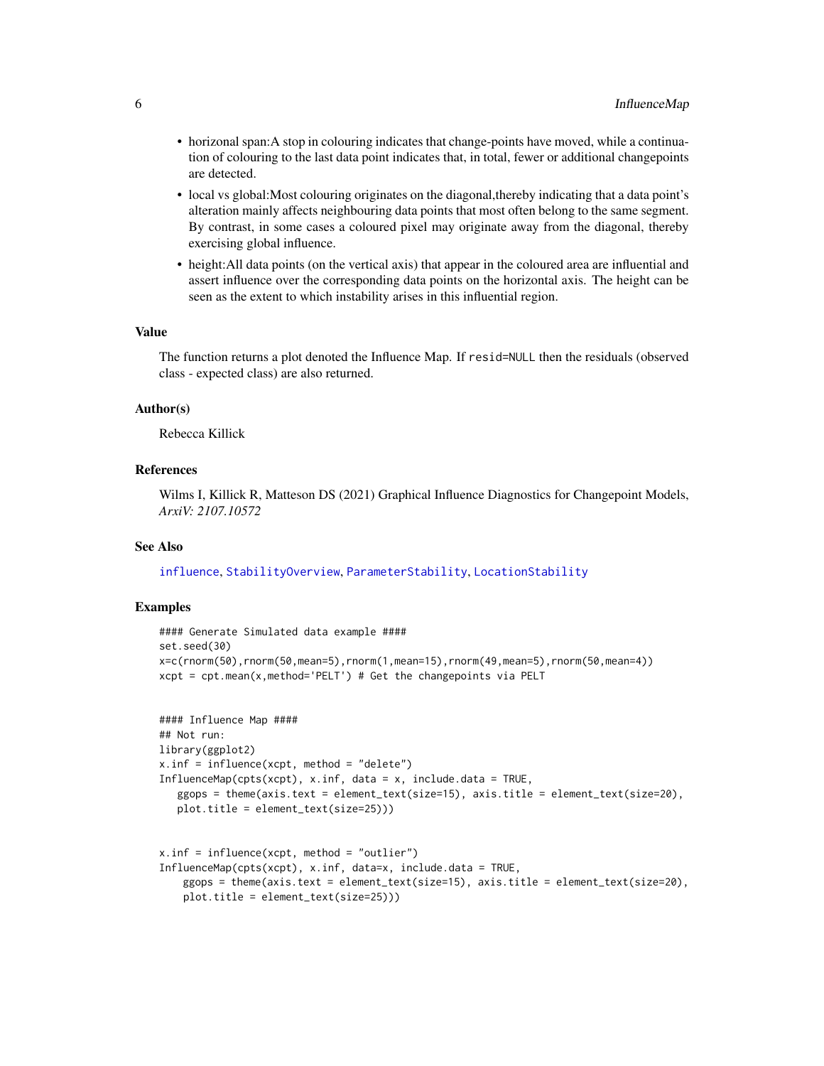- horizonal span:A stop in colouring indicates that change-points have moved, while a continuation of colouring to the last data point indicates that, in total, fewer or additional changepoints are detected.
- local vs global:Most colouring originates on the diagonal,thereby indicating that a data point's alteration mainly affects neighbouring data points that most often belong to the same segment. By contrast, in some cases a coloured pixel may originate away from the diagonal, thereby exercising global influence.
- height:All data points (on the vertical axis) that appear in the coloured area are influential and assert influence over the corresponding data points on the horizontal axis. The height can be seen as the extent to which instability arises in this influential region.

### Value

The function returns a plot denoted the Influence Map. If `resid=NULL` then the residuals (observed class - expected class) are also returned.

### Author(s)

Rebecca Killick

### References

Wilms I, Killick R, Matteson DS (2021) Graphical Influence Diagnostics for Changepoint Models, *ArxiV: 2107.10572*

### See Also

`influence`, `StabilityOverview`, `ParameterStability`, `LocationStability`

### Examples

```
#### Generate Simulated data example ####
set.seed(30)
x=c(rnorm(50),rnorm(50,mean=5),rnorm(1,mean=15),rnorm(49,mean=5),rnorm(50,mean=4))
xcpt = cpt.mean(x,method='PELT') # Get the changepoints via PELT


#### Influence Map ####
## Not run:
library(ggplot2)
x.inf = influence(xcpt, method = "delete")
InfluenceMap(cpts(xcpt), x.inf, data = x, include.data = TRUE,
   ggops = theme(axis.text = element_text(size=15), axis.title = element_text(size=20),
   plot.title = element_text(size=25)))


x.inf = influence(xcpt, method = "outlier")
InfluenceMap(cpts(xcpt), x.inf, data=x, include.data = TRUE,
    ggops = theme(axis.text = element_text(size=15), axis.title = element_text(size=20),
    plot.title = element_text(size=25)))
```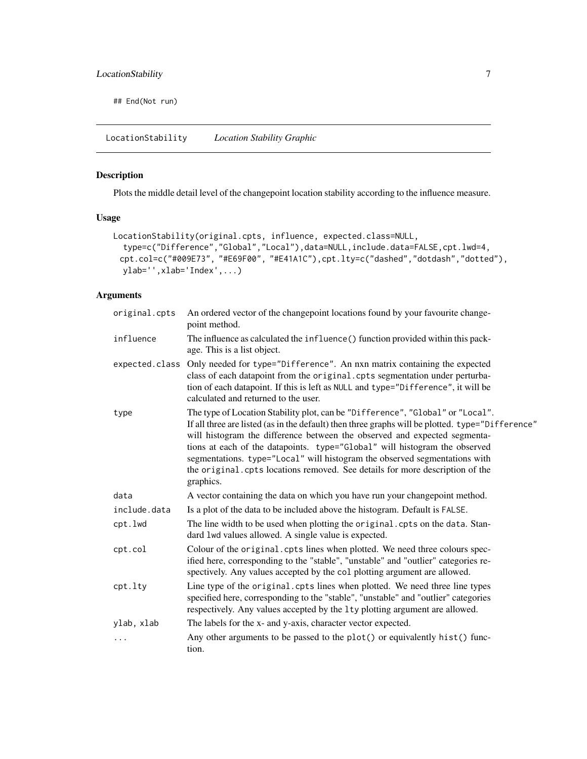```
## End(Not run)
```

## LocationStability *Location Stability Graphic*

### Description

Plots the middle detail level of the changepoint location stability according to the influence measure.

### Usage

```
LocationStability(original.cpts, influence, expected.class=NULL,
  type=c("Difference","Global","Local"),data=NULL,include.data=FALSE,cpt.lwd=4,
 cpt.col=c("#009E73", "#E69F00", "#E41A1C"),cpt.lty=c("dashed","dotdash","dotted"),
  ylab='',xlab='Index',...)
```

### Arguments

| | |
|---|---|
| `original.cpts` | An ordered vector of the changepoint locations found by your favourite changepoint method. |
| `influence` | The influence as calculated the `influence()` function provided within this package. This is a list object. |
| `expected.class` | Only needed for `type="Difference"`. An nxn matrix containing the expected class of each datapoint from the `original.cpts` segmentation under perturbation of each datapoint. If this is left as `NULL` and `type="Difference"`, it will be calculated and returned to the user. |
| `type` | The type of Location Stability plot, can be `"Difference"`, `"Global"` or `"Local"`. If all three are listed (as in the default) then three graphs will be plotted. `type="Difference"` will histogram the difference between the observed and expected segmentations at each of the datapoints. `type="Global"` will histogram the observed segmentations. `type="Local"` will histogram the observed segmentations with the `original.cpts` locations removed. See details for more description of the graphics. |
| `data` | A vector containing the data on which you have run your changepoint method. |
| `include.data` | Is a plot of the data to be included above the histogram. Default is `FALSE`. |
| `cpt.lwd` | The line width to be used when plotting the `original.cpts` on the `data`. Standard `lwd` values allowed. A single value is expected. |
| `cpt.col` | Colour of the `original.cpts` lines when plotted. We need three colours specified here, corresponding to the "stable", "unstable" and "outlier" categories respectively. Any values accepted by the `col` plotting argument are allowed. |
| `cpt.lty` | Line type of the `original.cpts` lines when plotted. We need three line types specified here, corresponding to the "stable", "unstable" and "outlier" categories respectively. Any values accepted by the `lty` plotting argument are allowed. |
| `ylab, xlab` | The labels for the x- and y-axis, character vector expected. |
| `...` | Any other arguments to be passed to the `plot()` or equivalently `hist()` function. |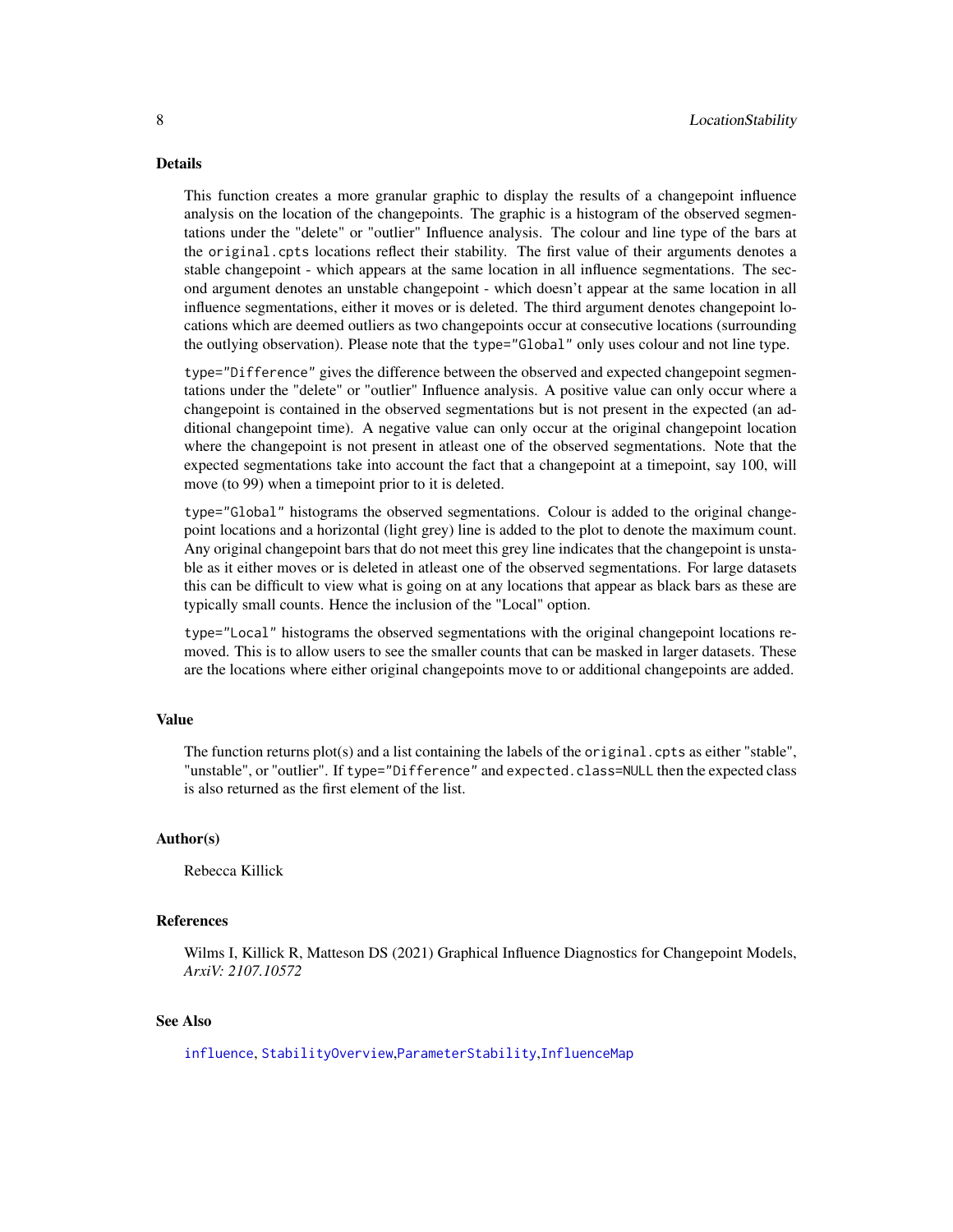## Details

This function creates a more granular graphic to display the results of a changepoint influence analysis on the location of the changepoints. The graphic is a histogram of the observed segmentations under the "delete" or "outlier" Influence analysis. The colour and line type of the bars at the `original.cpts` locations reflect their stability. The first value of their arguments denotes a stable changepoint - which appears at the same location in all influence segmentations. The second argument denotes an unstable changepoint - which doesn't appear at the same location in all influence segmentations, either it moves or is deleted. The third argument denotes changepoint locations which are deemed outliers as two changepoints occur at consecutive locations (surrounding the outlying observation). Please note that the `type="Global"` only uses colour and not line type.

`type="Difference"` gives the difference between the observed and expected changepoint segmentations under the "delete" or "outlier" Influence analysis. A positive value can only occur where a changepoint is contained in the observed segmentations but is not present in the expected (an additional changepoint time). A negative value can only occur at the original changepoint location where the changepoint is not present in atleast one of the observed segmentations. Note that the expected segmentations take into account the fact that a changepoint at a timepoint, say 100, will move (to 99) when a timepoint prior to it is deleted.

`type="Global"` histograms the observed segmentations. Colour is added to the original changepoint locations and a horizontal (light grey) line is added to the plot to denote the maximum count. Any original changepoint bars that do not meet this grey line indicates that the changepoint is unstable as it either moves or is deleted in atleast one of the observed segmentations. For large datasets this can be difficult to view what is going on at any locations that appear as black bars as these are typically small counts. Hence the inclusion of the "Local" option.

`type="Local"` histograms the observed segmentations with the original changepoint locations removed. This is to allow users to see the smaller counts that can be masked in larger datasets. These are the locations where either original changepoints move to or additional changepoints are added.

## Value

The function returns plot(s) and a list containing the labels of the `original.cpts` as either "stable", "unstable", or "outlier". If `type="Difference"` and `expected.class=NULL` then the expected class is also returned as the first element of the list.

## Author(s)

Rebecca Killick

## References

Wilms I, Killick R, Matteson DS (2021) Graphical Influence Diagnostics for Changepoint Models, *ArxiV: 2107.10572*

## See Also

`influence`, `StabilityOverview`,`ParameterStability`,`InfluenceMap`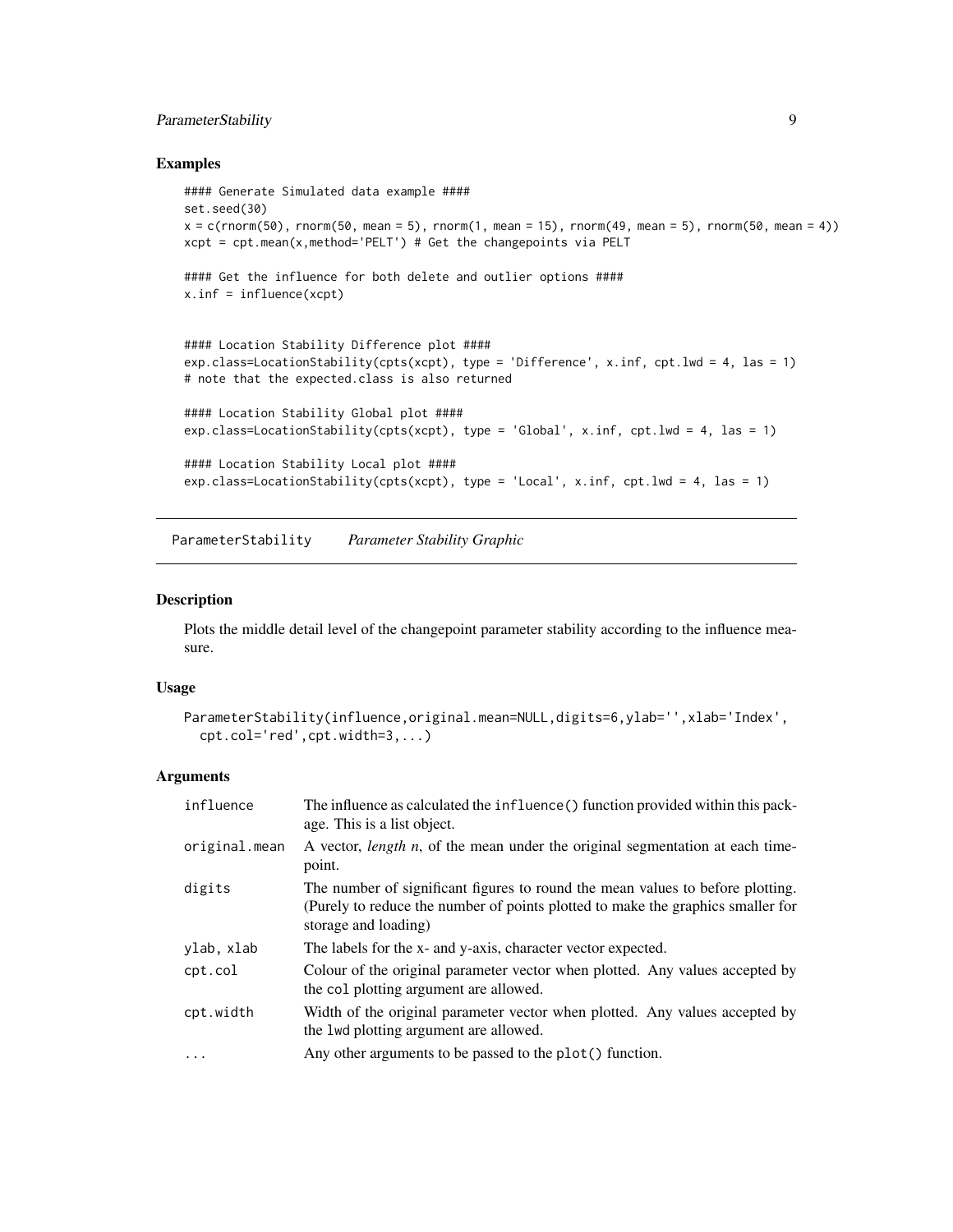### Examples

```
#### Generate Simulated data example ####
set.seed(30)
x = c(rnorm(50), rnorm(50, mean = 5), rnorm(1, mean = 15), rnorm(49, mean = 5), rnorm(50, mean = 4))
xcpt = cpt.mean(x,method='PELT') # Get the changepoints via PELT

#### Get the influence for both delete and outlier options ####
x.inf = influence(xcpt)


#### Location Stability Difference plot ####
exp.class=LocationStability(cpts(xcpt), type = 'Difference', x.inf, cpt.lwd = 4, las = 1)
# note that the expected.class is also returned

#### Location Stability Global plot ####
exp.class=LocationStability(cpts(xcpt), type = 'Global', x.inf, cpt.lwd = 4, las = 1)

#### Location Stability Local plot ####
exp.class=LocationStability(cpts(xcpt), type = 'Local', x.inf, cpt.lwd = 4, las = 1)
```

---

## ParameterStability &nbsp;&nbsp;&nbsp; *Parameter Stability Graphic*

---

### Description

Plots the middle detail level of the changepoint parameter stability according to the influence measure.

### Usage

```
ParameterStability(influence,original.mean=NULL,digits=6,ylab='',xlab='Index',
  cpt.col='red',cpt.width=3,...)
```

### Arguments

| | |
|---|---|
| `influence` | The influence as calculated the `influence()` function provided within this package. This is a list object. |
| `original.mean` | A vector, *length n*, of the mean under the original segmentation at each timepoint. |
| `digits` | The number of significant figures to round the mean values to before plotting. (Purely to reduce the number of points plotted to make the graphics smaller for storage and loading) |
| `ylab, xlab` | The labels for the x- and y-axis, character vector expected. |
| `cpt.col` | Colour of the original parameter vector when plotted. Any values accepted by the `col` plotting argument are allowed. |
| `cpt.width` | Width of the original parameter vector when plotted. Any values accepted by the `lwd` plotting argument are allowed. |
| `...` | Any other arguments to be passed to the `plot()` function. |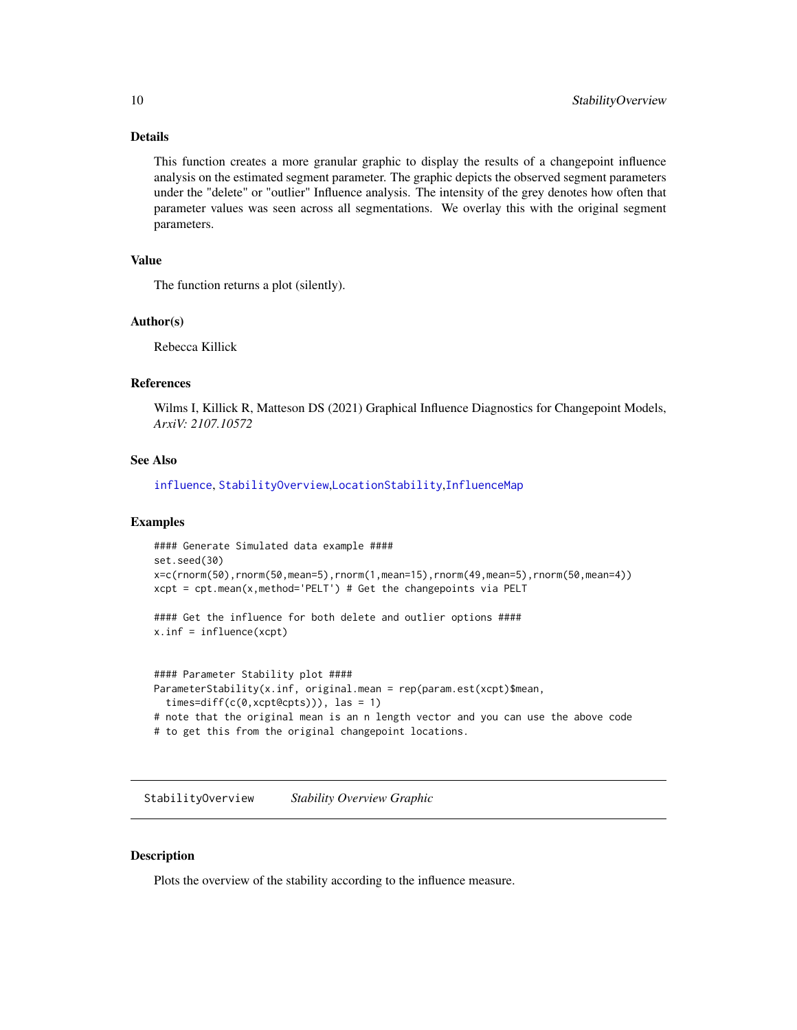## Details

This function creates a more granular graphic to display the results of a changepoint influence analysis on the estimated segment parameter. The graphic depicts the observed segment parameters under the "delete" or "outlier" Influence analysis. The intensity of the grey denotes how often that parameter values was seen across all segmentations. We overlay this with the original segment parameters.

## Value

The function returns a plot (silently).

## Author(s)

Rebecca Killick

## References

Wilms I, Killick R, Matteson DS (2021) Graphical Influence Diagnostics for Changepoint Models, *ArxiV: 2107.10572*

## See Also

`influence`, `StabilityOverview`,`LocationStability`,`InfluenceMap`

## Examples

```
#### Generate Simulated data example ####
set.seed(30)
x=c(rnorm(50),rnorm(50,mean=5),rnorm(1,mean=15),rnorm(49,mean=5),rnorm(50,mean=4))
xcpt = cpt.mean(x,method='PELT') # Get the changepoints via PELT

#### Get the influence for both delete and outlier options ####
x.inf = influence(xcpt)


#### Parameter Stability plot ####
ParameterStability(x.inf, original.mean = rep(param.est(xcpt)$mean,
  times=diff(c(0,xcpt@cpts))), las = 1)
# note that the original mean is an n length vector and you can use the above code
# to get this from the original changepoint locations.
```

---

`StabilityOverview` *Stability Overview Graphic*

---

## Description

Plots the overview of the stability according to the influence measure.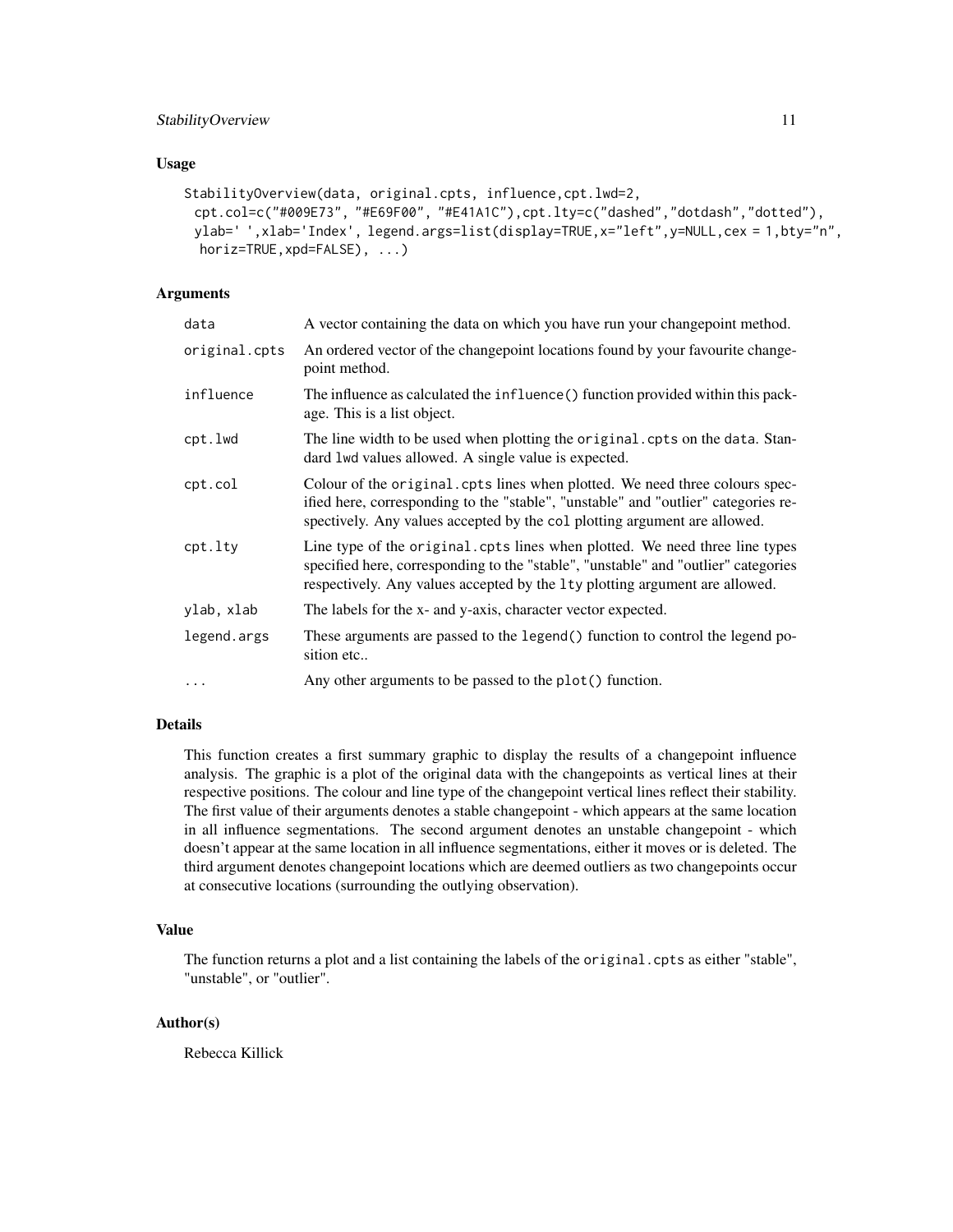### Usage

```
StabilityOverview(data, original.cpts, influence,cpt.lwd=2,
  cpt.col=c("#009E73", "#E69F00", "#E41A1C"),cpt.lty=c("dashed","dotdash","dotted"),
  ylab=' ',xlab='Index', legend.args=list(display=TRUE,x="left",y=NULL,cex = 1,bty="n",
   horiz=TRUE,xpd=FALSE), ...)
```

### Arguments

| | |
|---|---|
| `data` | A vector containing the data on which you have run your changepoint method. |
| `original.cpts` | An ordered vector of the changepoint locations found by your favourite changepoint method. |
| `influence` | The influence as calculated the `influence()` function provided within this package. This is a list object. |
| `cpt.lwd` | The line width to be used when plotting the `original.cpts` on the `data`. Standard `lwd` values allowed. A single value is expected. |
| `cpt.col` | Colour of the `original.cpts` lines when plotted. We need three colours specified here, corresponding to the "stable", "unstable" and "outlier" categories respectively. Any values accepted by the `col` plotting argument are allowed. |
| `cpt.lty` | Line type of the `original.cpts` lines when plotted. We need three line types specified here, corresponding to the "stable", "unstable" and "outlier" categories respectively. Any values accepted by the `lty` plotting argument are allowed. |
| `ylab, xlab` | The labels for the x- and y-axis, character vector expected. |
| `legend.args` | These arguments are passed to the `legend()` function to control the legend position etc.. |
| `...` | Any other arguments to be passed to the `plot()` function. |

### Details

This function creates a first summary graphic to display the results of a changepoint influence analysis. The graphic is a plot of the original data with the changepoints as vertical lines at their respective positions. The colour and line type of the changepoint vertical lines reflect their stability. The first value of their arguments denotes a stable changepoint - which appears at the same location in all influence segmentations. The second argument denotes an unstable changepoint - which doesn't appear at the same location in all influence segmentations, either it moves or is deleted. The third argument denotes changepoint locations which are deemed outliers as two changepoints occur at consecutive locations (surrounding the outlying observation).

### Value

The function returns a plot and a list containing the labels of the `original.cpts` as either "stable", "unstable", or "outlier".

### Author(s)

Rebecca Killick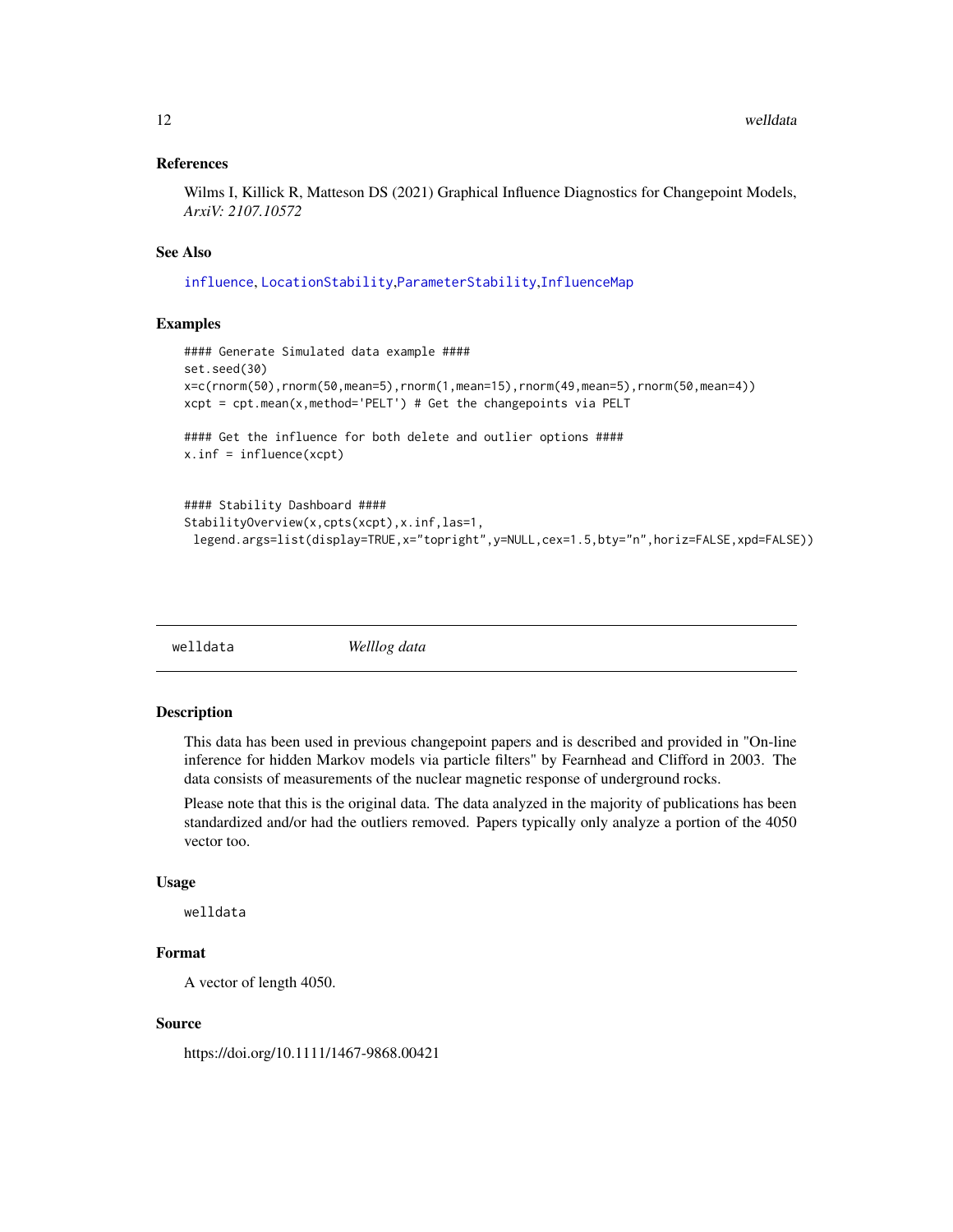### References

Wilms I, Killick R, Matteson DS (2021) Graphical Influence Diagnostics for Changepoint Models, *ArxiV: 2107.10572*

### See Also

influence, LocationStability,ParameterStability,InfluenceMap

### Examples

```
#### Generate Simulated data example ####
set.seed(30)
x=c(rnorm(50),rnorm(50,mean=5),rnorm(1,mean=15),rnorm(49,mean=5),rnorm(50,mean=4))
xcpt = cpt.mean(x,method='PELT') # Get the changepoints via PELT

#### Get the influence for both delete and outlier options ####
x.inf = influence(xcpt)


#### Stability Dashboard ####
StabilityOverview(x,cpts(xcpt),x.inf,las=1,
 legend.args=list(display=TRUE,x="topright",y=NULL,cex=1.5,bty="n",horiz=FALSE,xpd=FALSE))
```

---

## welldata *Welllog data*

### Description

This data has been used in previous changepoint papers and is described and provided in "On-line inference for hidden Markov models via particle filters" by Fearnhead and Clifford in 2003. The data consists of measurements of the nuclear magnetic response of underground rocks.

Please note that this is the original data. The data analyzed in the majority of publications has been standardized and/or had the outliers removed. Papers typically only analyze a portion of the 4050 vector too.

### Usage

```
welldata
```

### Format

A vector of length 4050.

### Source

https://doi.org/10.1111/1467-9868.00421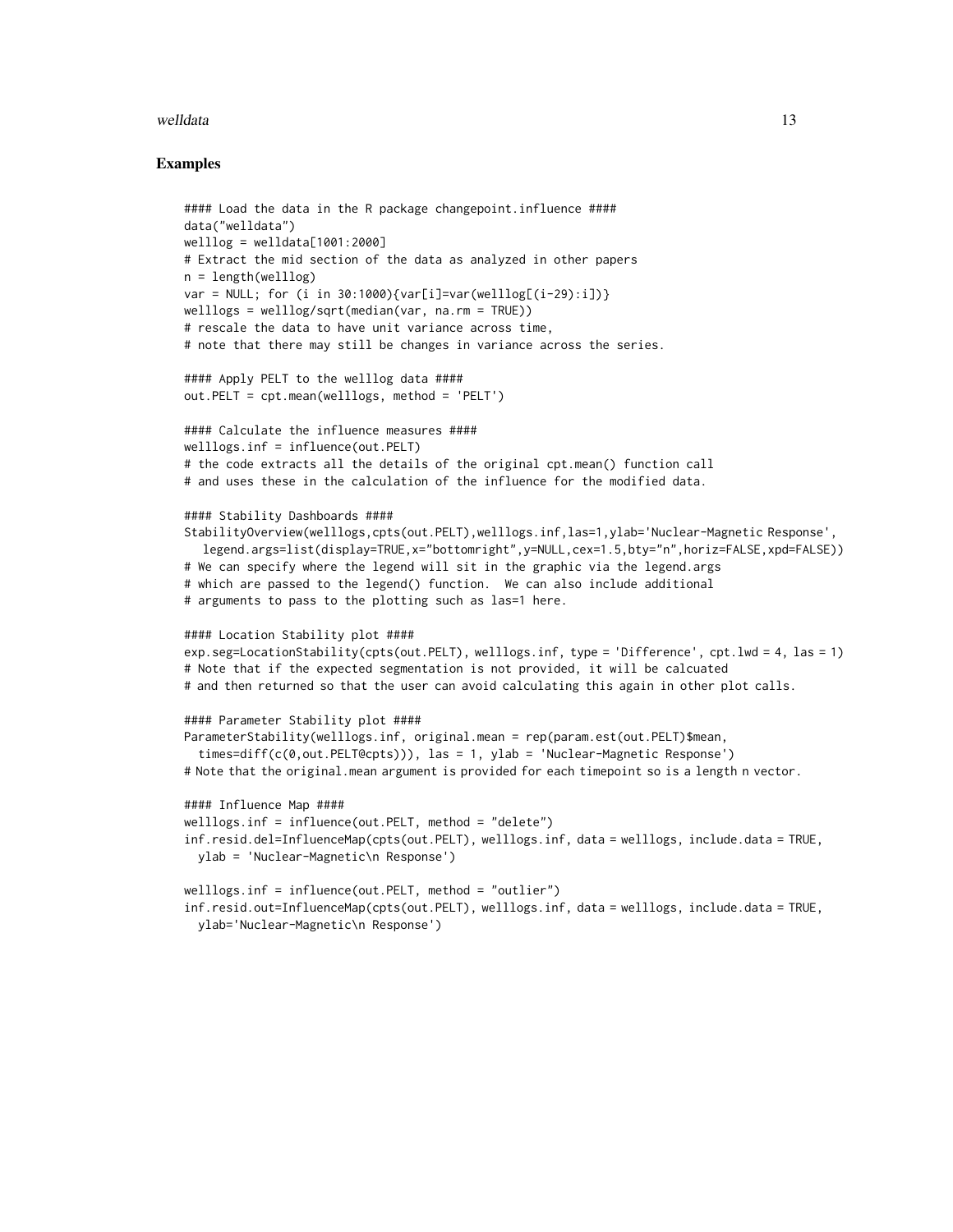## Examples

```
#### Load the data in the R package changepoint.influence ####
data("welldata")
welllog = welldata[1001:2000]
# Extract the mid section of the data as analyzed in other papers
n = length(welllog)
var = NULL; for (i in 30:1000){var[i]=var(welllog[(i-29):i])}
welllogs = welllog/sqrt(median(var, na.rm = TRUE))
# rescale the data to have unit variance across time,
# note that there may still be changes in variance across the series.

#### Apply PELT to the welllog data ####
out.PELT = cpt.mean(welllogs, method = 'PELT')

#### Calculate the influence measures ####
welllogs.inf = influence(out.PELT)
# the code extracts all the details of the original cpt.mean() function call
# and uses these in the calculation of the influence for the modified data.

#### Stability Dashboards ####
StabilityOverview(welllogs,cpts(out.PELT),welllogs.inf,las=1,ylab='Nuclear-Magnetic Response',
   legend.args=list(display=TRUE,x="bottomright",y=NULL,cex=1.5,bty="n",horiz=FALSE,xpd=FALSE))
# We can specify where the legend will sit in the graphic via the legend.args
# which are passed to the legend() function.  We can also include additional
# arguments to pass to the plotting such as las=1 here.

#### Location Stability plot ####
exp.seg=LocationStability(cpts(out.PELT), welllogs.inf, type = 'Difference', cpt.lwd = 4, las = 1)
# Note that if the expected segmentation is not provided, it will be calcuated
# and then returned so that the user can avoid calculating this again in other plot calls.

#### Parameter Stability plot ####
ParameterStability(welllogs.inf, original.mean = rep(param.est(out.PELT)$mean,
  times=diff(c(0,out.PELT@cpts))), las = 1, ylab = 'Nuclear-Magnetic Response')
# Note that the original.mean argument is provided for each timepoint so is a length n vector.

#### Influence Map ####
welllogs.inf = influence(out.PELT, method = "delete")
inf.resid.del=InfluenceMap(cpts(out.PELT), welllogs.inf, data = welllogs, include.data = TRUE,
  ylab = 'Nuclear-Magnetic\n Response')

welllogs.inf = influence(out.PELT, method = "outlier")
inf.resid.out=InfluenceMap(cpts(out.PELT), welllogs.inf, data = welllogs, include.data = TRUE,
  ylab='Nuclear-Magnetic\n Response')
```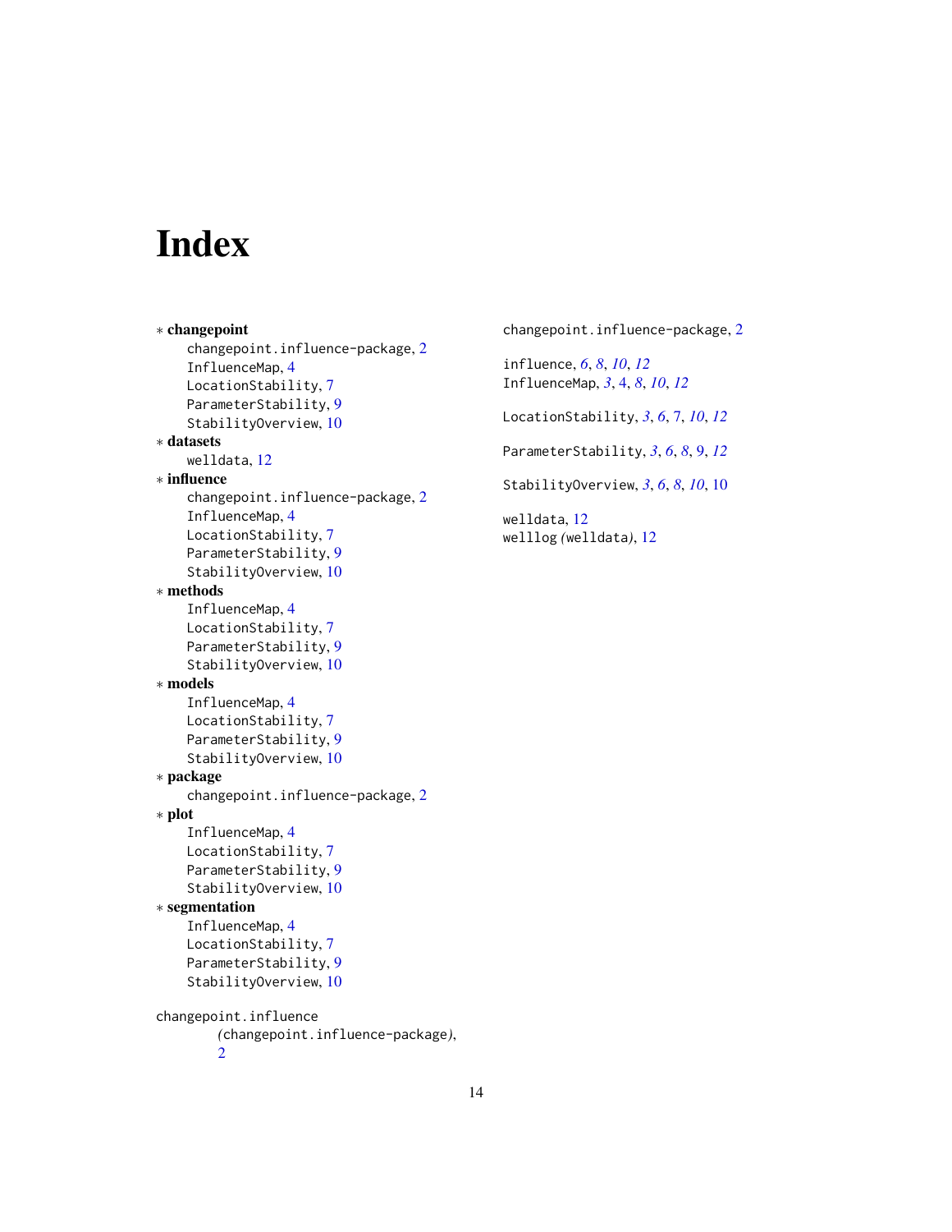# Index

∗ **changepoint**
- changepoint.influence-package, 2
- InfluenceMap, 4
- LocationStability, 7
- ParameterStability, 9
- StabilityOverview, 10

∗ **datasets**
- welldata, 12

∗ **influence**
- changepoint.influence-package, 2
- InfluenceMap, 4
- LocationStability, 7
- ParameterStability, 9
- StabilityOverview, 10

∗ **methods**
- InfluenceMap, 4
- LocationStability, 7
- ParameterStability, 9
- StabilityOverview, 10

∗ **models**
- InfluenceMap, 4
- LocationStability, 7
- ParameterStability, 9
- StabilityOverview, 10

∗ **package**
- changepoint.influence-package, 2

∗ **plot**
- InfluenceMap, 4
- LocationStability, 7
- ParameterStability, 9
- StabilityOverview, 10

∗ **segmentation**
- InfluenceMap, 4
- LocationStability, 7
- ParameterStability, 9
- StabilityOverview, 10

changepoint.influence *(*changepoint.influence-package*)*, 2

changepoint.influence-package, 2

influence, *6*, *8*, *10*, *12*
InfluenceMap, *3*, 4, *8*, *10*, *12*

LocationStability, *3*, *6*, 7, *10*, *12*

ParameterStability, *3*, *6*, *8*, 9, *12*

StabilityOverview, *3*, *6*, *8*, *10*, 10

welldata, 12
welllog *(*welldata*)*, 12